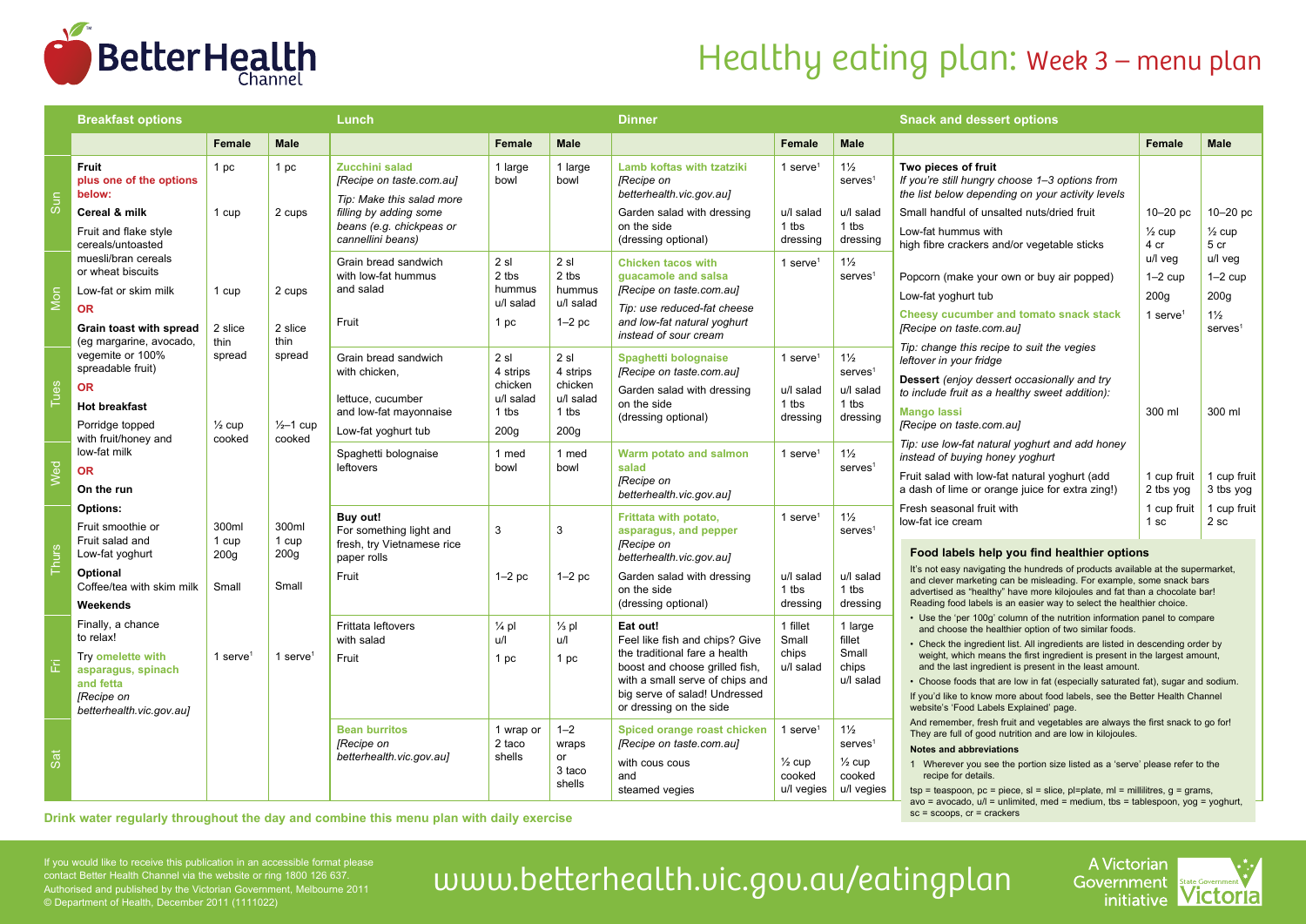# Healthy eating plan: Week 3 – menu plan

## Breakfast options

| | Female | Male |
|---|---|---|
| **Fruit** plus one of the options below: | 1 pc | 1 pc |
| **Cereal & milk** | 1 cup | 2 cups |
| Fruit and flake style cereals/untoasted muesli/bran cereals or wheat biscuits | | |
| Low-fat or skim milk | 1 cup | 2 cups |
| **OR** | | |
| **Grain toast with spread** (eg margarine, avocado, vegemite or 100% spreadable fruit) | 2 slice thin spread | 2 slice thin spread |
| **OR** | | |
| **Hot breakfast** | | |
| Porridge topped with fruit/honey and low-fat milk | ½ cup cooked | ½–1 cup cooked |
| **OR** | | |
| **On the run** | | |
| **Options:** | | |
| Fruit smoothie or | 300ml | 300ml |
| Fruit salad and | 1 cup | 1 cup |
| Low-fat yoghurt | 200g | 200g |
| **Optional** | | |
| Coffee/tea with skim milk | Small | Small |
| **Weekends** | | |
| Finally, a chance to relax! | | |
| Try **omelette with asparagus, spinach and fetta** *[Recipe on betterhealth.vic.gov.au]* | 1 serve[1] | 1 serve[1] |

## Lunch and Dinner

| Day | Lunch | Female | Male | Dinner | Female | Male |
|---|---|---|---|---|---|---|
| Sun | **Zucchini salad** *[Recipe on taste.com.au]* *Tip: Make this salad more filling by adding some beans (e.g. chickpeas or cannellini beans)* | 1 large bowl | 1 large bowl | **Lamb koftas with tzatziki** *[Recipe on betterhealth.vic.gov.au]*<br>Garden salad with dressing on the side (dressing optional) | 1 serve[1]<br>u/l salad 1 tbs dressing | 1½ serves[1]<br>u/l salad 1 tbs dressing |
| Mon | Grain bread sandwich with low-fat hummus and salad<br>Fruit | 2 sl 2 tbs hummus u/l salad<br>1 pc | 2 sl 2 tbs hummus u/l salad<br>1–2 pc | **Chicken tacos with guacamole and salsa** *[Recipe on taste.com.au]* *Tip: use reduced-fat cheese and low-fat natural yoghurt instead of sour cream* | 1 serve[1] | 1½ serves[1] |
| Tues | Grain bread sandwich with chicken, lettuce, cucumber and low-fat mayonnaise<br>Low-fat yoghurt tub | 2 sl 4 strips chicken u/l salad 1 tbs<br>200g | 2 sl 4 strips chicken u/l salad 1 tbs<br>200g | **Spaghetti bolognaise** *[Recipe on taste.com.au]*<br>Garden salad with dressing on the side (dressing optional) | 1 serve[1]<br>u/l salad 1 tbs dressing | 1½ serves[1]<br>u/l salad 1 tbs dressing |
| Wed | Spaghetti bolognaise leftovers | 1 med bowl | 1 med bowl | **Warm potato and salmon salad** *[Recipe on betterhealth.vic.gov.au]* | 1 serve[1] | 1½ serves[1] |
| Thurs | **Buy out!** For something light and fresh, try Vietnamese rice paper rolls<br>Fruit | 3<br>1–2 pc | 3<br>1–2 pc | **Frittata with potato, asparagus, and pepper** *[Recipe on betterhealth.vic.gov.au]*<br>Garden salad with dressing on the side (dressing optional) | 1 serve[1]<br>u/l salad 1 tbs dressing | 1½ serves[1]<br>u/l salad 1 tbs dressing |
| Fri | Frittata leftovers with salad<br>Fruit | ¼ pl u/l<br>1 pc | ⅓ pl u/l<br>1 pc | **Eat out!** Feel like fish and chips? Give the traditional fare a health boost and choose grilled fish, with a small serve of chips and big serve of salad! Undressed or dressing on the side | 1 fillet Small chips u/l salad | 1 large fillet Small chips u/l salad |
| Sat | **Bean burritos** *[Recipe on betterhealth.vic.gov.au]* | 1 wrap or 2 taco shells | 1–2 wraps or 3 taco shells | **Spiced orange roast chicken** *[Recipe on taste.com.au]*<br>with cous cous and steamed vegies | 1 serve[1]<br>½ cup cooked u/l vegies | 1½ serves[1]<br>½ cup cooked u/l vegies |

## Snack and dessert options

| | Female | Male |
|---|---|---|
| **Two pieces of fruit** *If you're still hungry choose 1–3 options from the list below depending on your activity levels* | | |
| Small handful of unsalted nuts/dried fruit | 10–20 pc | 10–20 pc |
| Low-fat hummus with high fibre crackers and/or vegetable sticks | ½ cup 4 cr u/l veg | ½ cup 5 cr u/l veg |
| Popcorn (make your own or buy air popped) | 1–2 cup | 1–2 cup |
| Low-fat yoghurt tub | 200g | 200g |
| **Cheesy cucumber and tomato snack stack** *[Recipe on taste.com.au]* *Tip: change this recipe to suit the vegies leftover in your fridge* | 1 serve[1] | 1½ serves[1] |
| **Dessert** *(enjoy dessert occasionally and try to include fruit as a healthy sweet addition):* | | |
| **Mango lassi** *[Recipe on taste.com.au]* *Tip: use low-fat natural yoghurt and add honey instead of buying honey yoghurt* | 300 ml | 300 ml |
| Fruit salad with low-fat natural yoghurt (add a dash of lime or orange juice for extra zing!) | 1 cup fruit 2 tbs yog | 1 cup fruit 3 tbs yog |
| Fresh seasonal fruit with low-fat ice cream | 1 cup fruit 1 sc | 1 cup fruit 2 sc |

### Food labels help you find healthier options

It's not easy navigating the hundreds of products available at the supermarket, and clever marketing can be misleading. For example, some snack bars advertised as "healthy" have more kilojoules and fat than a chocolate bar! Reading food labels is an easier way to select the healthier choice.

- Use the 'per 100g' column of the nutrition information panel to compare and choose the healthier option of two similar foods.
- Check the ingredient list. All ingredients are listed in descending order by weight, which means the first ingredient is present in the largest amount, and the last ingredient is present in the least amount.
- Choose foods that are low in fat (especially saturated fat), sugar and sodium.

If you'd like to know more about food labels, see the Better Health Channel website's 'Food Labels Explained' page.

And remember, fresh fruit and vegetables are always the first snack to go for! They are full of good nutrition and are low in kilojoules.

**Notes and abbreviations**

1 Wherever you see the portion size listed as a 'serve' please refer to the recipe for details.

tsp = teaspoon, pc = piece, sl = slice, pl=plate, ml = millilitres, g = grams, avo = avocado, u/l = unlimited, med = medium, tbs = tablespoon, yog = yoghurt, sc = scoops, cr = crackers

**Drink water regularly throughout the day and combine this menu plan with daily exercise**

If you would like to receive this publication in an accessible format please contact Better Health Channel via the website or ring 1800 126 637.
Authorised and published by the Victorian Government, Melbourne 2011
© Department of Health, December 2011 (1111022)

www.betterhealth.vic.gov.au/eatingplan

A Victorian Government initiative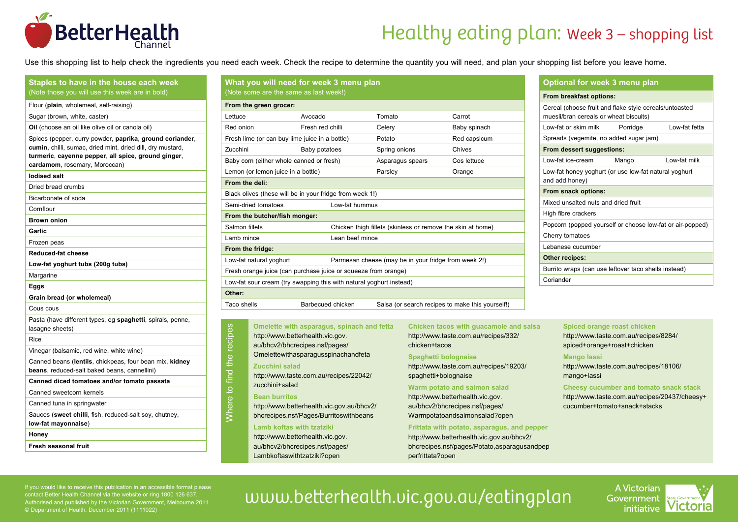# Healthy eating plan: Week 3 – shopping list

Use this shopping list to help check the ingredients you need each week. Check the recipe to determine the quantity you will need, and plan your shopping list before you leave home.

## Staples to have in the house each week

(Note those you will use this week are in bold)

| |
|---|
| Flour (**plain**, wholemeal, self-raising) |
| Sugar (brown, white, caster) |
| **Oil** (choose an oil like olive oil or canola oil) |
| Spices (pepper, curry powder, **paprika**, **ground coriander**, **cumin**, chilli, sumac, dried mint, dried dill, dry mustard, **turmeric**, **cayenne pepper**, **all spice**, **ground ginger**, **cardamom**, rosemary, Moroccan) |
| **Iodised salt** |
| Dried bread crumbs |
| Bicarbonate of soda |
| Cornflour |
| **Brown onion** |
| **Garlic** |
| Frozen peas |
| **Reduced-fat cheese** |
| **Low-fat yoghurt tubs (200g tubs)** |
| Margarine |
| **Eggs** |
| **Grain bread (or wholemeal)** |
| Cous cous |
| Pasta (have different types, eg **spaghetti**, spirals, penne, lasagne sheets) |
| Rice |
| Vinegar (balsamic, red wine, white wine) |
| Canned beans (**lentils**, chickpeas, four bean mix, **kidney beans**, reduced-salt baked beans, cannellini) |
| **Canned diced tomatoes and/or tomato passata** |
| Canned sweetcorn kernels |
| Canned tuna in springwater |
| Sauces (**sweet chilli**, fish, reduced-salt soy, chutney, **low-fat mayonnaise**) |
| **Honey** |
| **Fresh seasonal fruit** |

## What you will need for week 3 menu plan

(Note some are the same as last week!)

| | | | |
|---|---|---|---|
| **From the green grocer:** | | | |
| Lettuce | Avocado | Tomato | Carrot |
| Red onion | Fresh red chilli | Celery | Baby spinach |
| Fresh lime (or can buy lime juice in a bottle) | | Potato | Red capsicum |
| Zucchini | Baby potatoes | Spring onions | Chives |
| Baby corn (either whole canned or fresh) | | Asparagus spears | Cos lettuce |
| Lemon (or lemon juice in a bottle) | | Parsley | Orange |
| **From the deli:** | | | |
| Black olives (these will be in your fridge from week 1!) | | | |
| Semi-dried tomatoes | Low-fat hummus | | |
| **From the butcher/fish monger:** | | | |
| Salmon fillets | Chicken thigh fillets (skinless or remove the skin at home) | | |
| Lamb mince | Lean beef mince | | |
| **From the fridge:** | | | |
| Low-fat natural yoghurt | Parmesan cheese (may be in your fridge from week 2!) | | |
| Fresh orange juice (can purchase juice or squeeze from orange) | | | |
| Low-fat sour cream (try swapping this with natural yoghurt instead) | | | |
| **Other:** | | | |
| Taco shells | Barbecued chicken | Salsa (or search recipes to make this yourself!) | |

## Optional for week 3 menu plan

| | | |
|---|---|---|
| **From breakfast options:** | | |
| Cereal (choose fruit and flake style cereals/untoasted muesli/bran cereals or wheat biscuits) | | |
| Low-fat or skim milk | Porridge | Low-fat fetta |
| Spreads (vegemite, no added sugar jam) | | |
| **From dessert suggestions:** | | |
| Low-fat ice-cream | Mango | Low-fat milk |
| Low-fat honey yoghurt (or use low-fat natural yoghurt and add honey) | | |
| **From snack options:** | | |
| Mixed unsalted nuts and dried fruit | | |
| High fibre crackers | | |
| Popcorn (popped yourself or choose low-fat or air-popped) | | |
| Cherry tomatoes | | |
| Lebanese cucumber | | |
| **Other recipes:** | | |
| Burrito wraps (can use leftover taco shells instead) | | |
| Coriander | | |

## Where to find the recipes

**Omelette with asparagus, spinach and fetta**
http://www.betterhealth.vic.gov.au/bhcv2/bhcrecipes.nsf/pages/Omelettewithasparagusspinachandfeta

**Zucchini salad**
http://www.taste.com.au/recipes/22042/zucchini+salad

**Bean burritos**
http://www.betterhealth.vic.gov.au/bhcv2/bhcrecipes.nsf/Pages/Burritoswithbeans

**Lamb koftas with tzatziki**
http://www.betterhealth.vic.gov.au/bhcv2/bhcrecipes.nsf/pages/Lambkoftaswithtzatziki?open

**Chicken tacos with guacamole and salsa**
http://www.taste.com.au/recipes/332/chicken+tacos

**Spaghetti bolognaise**
http://www.taste.com.au/recipes/19203/spaghetti+bolognaise

**Warm potato and salmon salad**
http://www.betterhealth.vic.gov.au/bhcv2/bhcrecipes.nsf/pages/Warmpotatoandsalmonsalad?open

**Frittata with potato, asparagus, and pepper**
http://www.betterhealth.vic.gov.au/bhcv2/bhcrecipes.nsf/pages/Potato,asparagusandpepperfrittata?open

**Spiced orange roast chicken**
http://www.taste.com.au/recipes/8284/spiced+orange+roast+chicken

**Mango lassi**
http://www.taste.com.au/recipes/18106/mango+lassi

**Cheesy cucumber and tomato snack stack**
http://www.taste.com.au/recipes/20437/cheesy+cucumber+tomato+snack+stacks

If you would like to receive this publication in an accessible format please contact Better Health Channel via the website or ring 1800 126 637.
Authorised and published by the Victorian Government, Melbourne 2011
© Department of Health, December 2011 (1111022)

www.betterhealth.vic.gov.au/eatingplan

A Victorian Government initiative